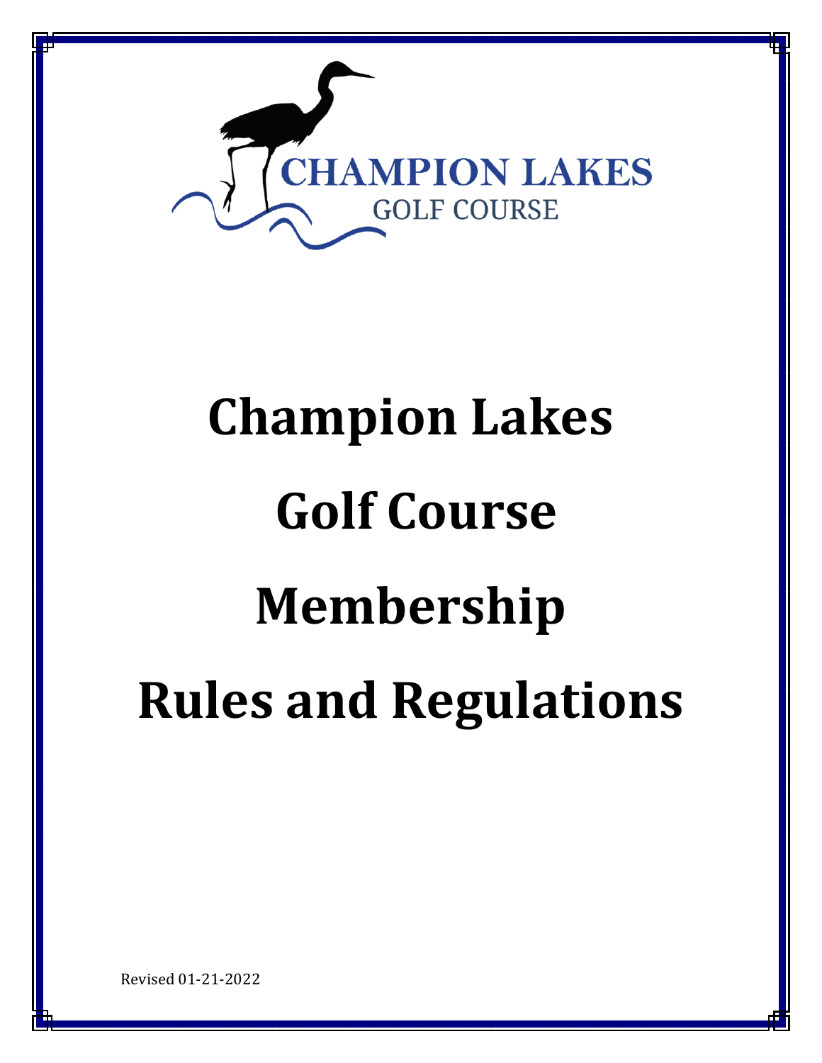CHAMPION LAKES
GOLF COURSE

# Champion Lakes Golf Course Membership Rules and Regulations

Revised 01-21-2022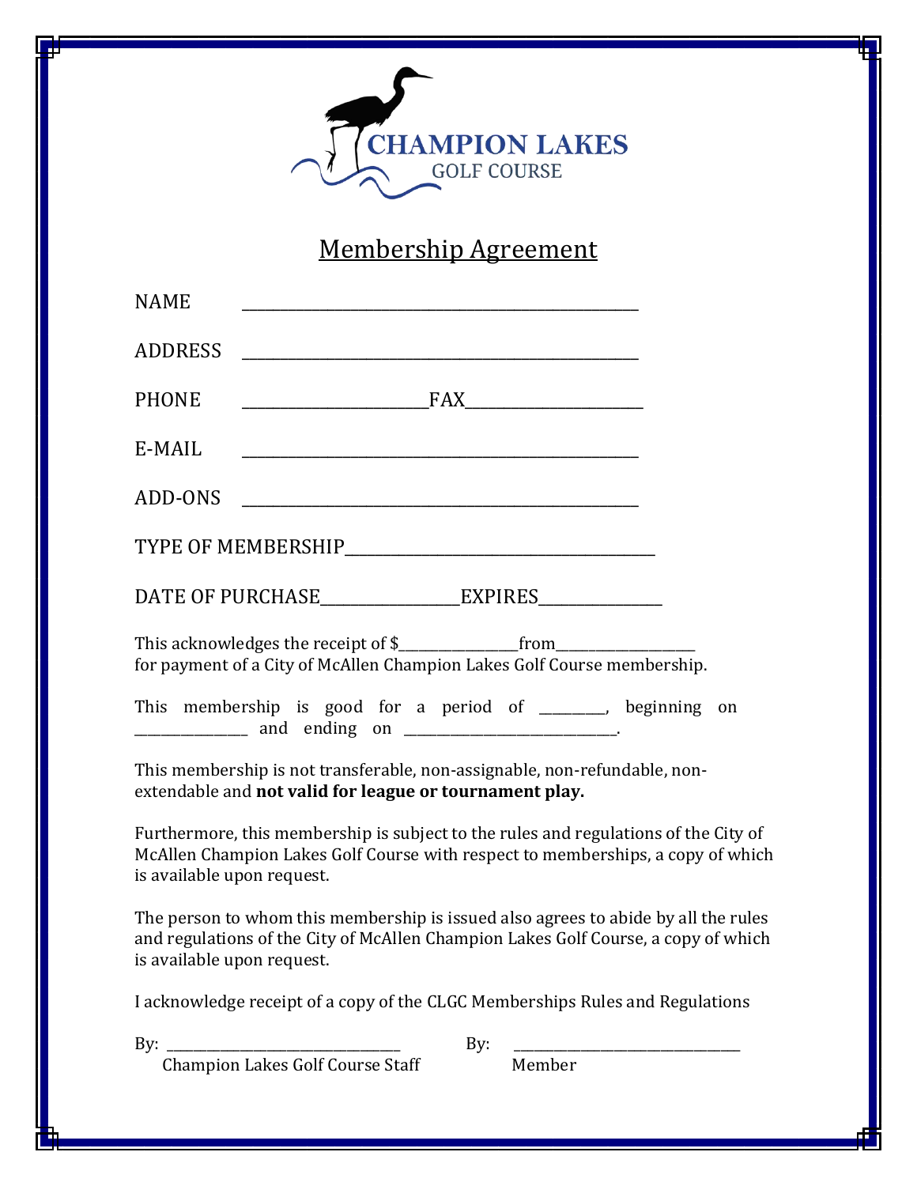CHAMPION LAKES
GOLF COURSE

# Membership Agreement

NAME ______________________________________________

ADDRESS ______________________________________________

PHONE ____________________FAX____________________

E-MAIL ______________________________________________

ADD-ONS ______________________________________________

TYPE OF MEMBERSHIP____________________________________

DATE OF PURCHASE_______________EXPIRES______________

This acknowledges the receipt of $_______________from_________________ for payment of a City of McAllen Champion Lakes Golf Course membership.

This membership is good for a period of ________, beginning on _______________ and ending on ___________________________.

This membership is not transferable, non-assignable, non-refundable, non-extendable and **not valid for league or tournament play.**

Furthermore, this membership is subject to the rules and regulations of the City of McAllen Champion Lakes Golf Course with respect to memberships, a copy of which is available upon request.

The person to whom this membership is issued also agrees to abide by all the rules and regulations of the City of McAllen Champion Lakes Golf Course, a copy of which is available upon request.

I acknowledge receipt of a copy of the CLGC Memberships Rules and Regulations

By: ______________________________ By: ______________________________
Champion Lakes Golf Course Staff Member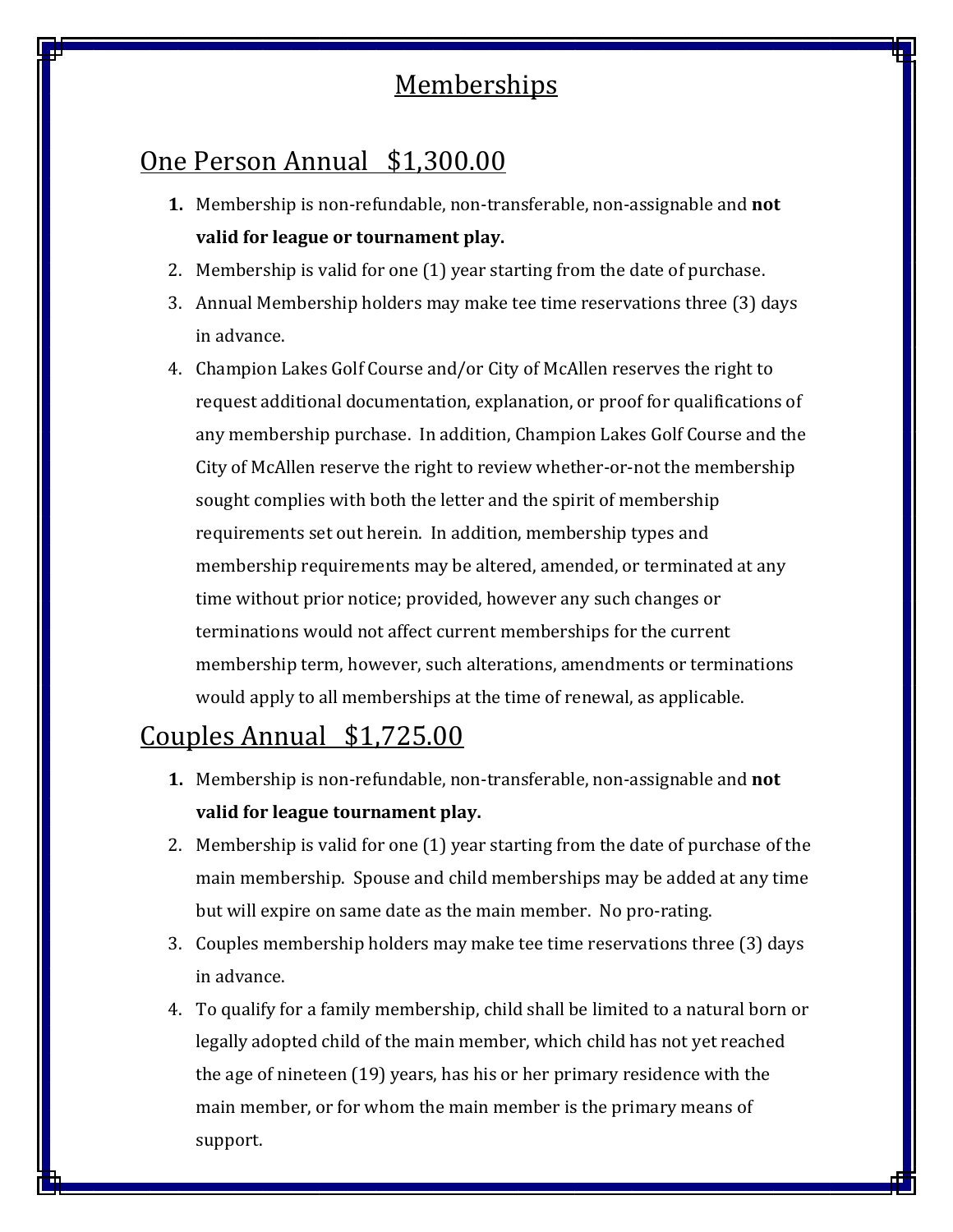# Memberships

## One Person Annual   $1,300.00

1. Membership is non-refundable, non-transferable, non-assignable and **not valid for league or tournament play.**
2. Membership is valid for one (1) year starting from the date of purchase.
3. Annual Membership holders may make tee time reservations three (3) days in advance.
4. Champion Lakes Golf Course and/or City of McAllen reserves the right to request additional documentation, explanation, or proof for qualifications of any membership purchase. In addition, Champion Lakes Golf Course and the City of McAllen reserve the right to review whether-or-not the membership sought complies with both the letter and the spirit of membership requirements set out herein. In addition, membership types and membership requirements may be altered, amended, or terminated at any time without prior notice; provided, however any such changes or terminations would not affect current memberships for the current membership term, however, such alterations, amendments or terminations would apply to all memberships at the time of renewal, as applicable.

## Couples Annual   $1,725.00

1. Membership is non-refundable, non-transferable, non-assignable and **not valid for league tournament play.**
2. Membership is valid for one (1) year starting from the date of purchase of the main membership. Spouse and child memberships may be added at any time but will expire on same date as the main member. No pro-rating.
3. Couples membership holders may make tee time reservations three (3) days in advance.
4. To qualify for a family membership, child shall be limited to a natural born or legally adopted child of the main member, which child has not yet reached the age of nineteen (19) years, has his or her primary residence with the main member, or for whom the main member is the primary means of support.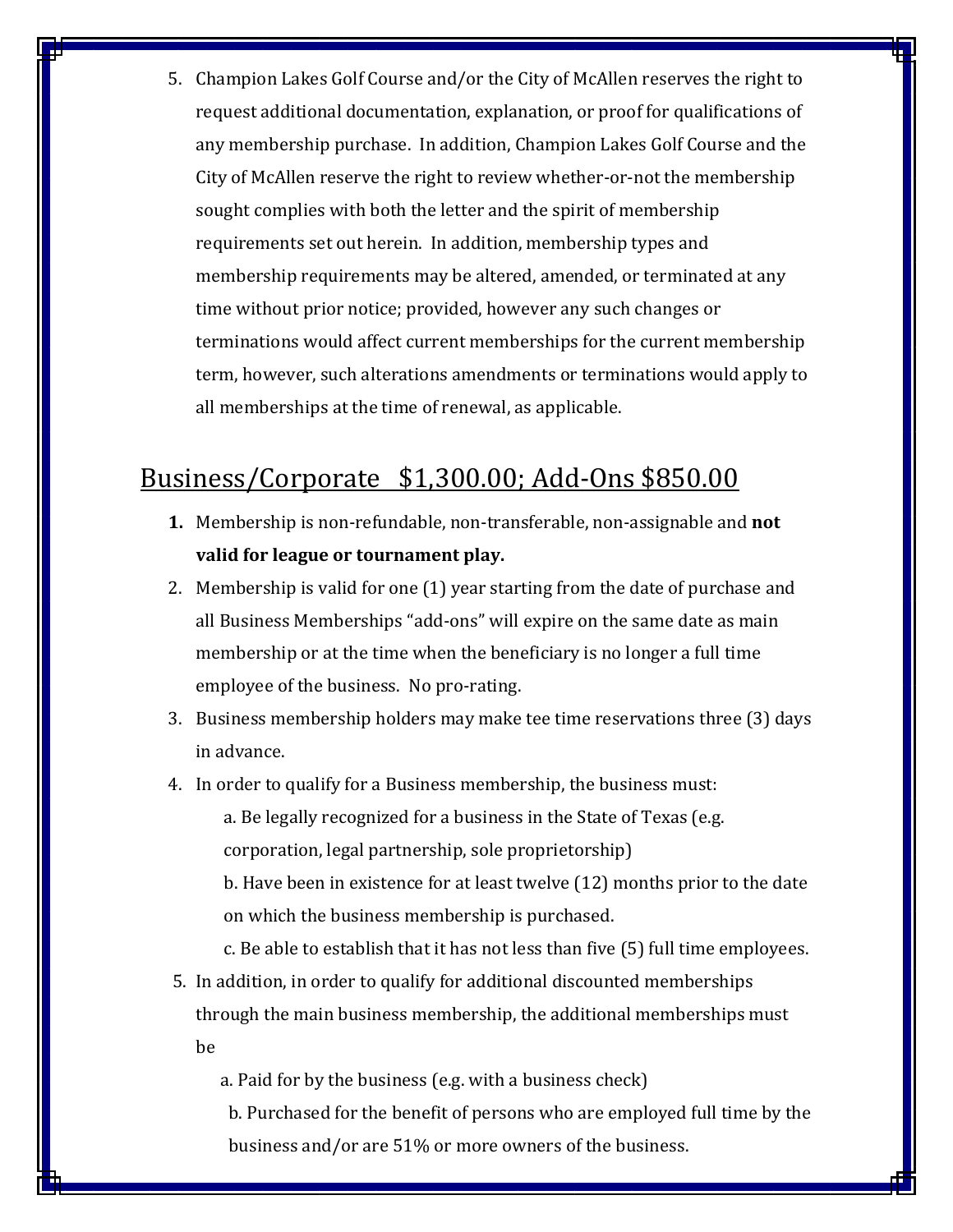5. Champion Lakes Golf Course and/or the City of McAllen reserves the right to request additional documentation, explanation, or proof for qualifications of any membership purchase. In addition, Champion Lakes Golf Course and the City of McAllen reserve the right to review whether-or-not the membership sought complies with both the letter and the spirit of membership requirements set out herein. In addition, membership types and membership requirements may be altered, amended, or terminated at any time without prior notice; provided, however any such changes or terminations would affect current memberships for the current membership term, however, such alterations amendments or terminations would apply to all memberships at the time of renewal, as applicable.

## Business/Corporate $1,300.00; Add-Ons $850.00

1. Membership is non-refundable, non-transferable, non-assignable and **not valid for league or tournament play.**
2. Membership is valid for one (1) year starting from the date of purchase and all Business Memberships "add-ons" will expire on the same date as main membership or at the time when the beneficiary is no longer a full time employee of the business. No pro-rating.
3. Business membership holders may make tee time reservations three (3) days in advance.
4. In order to qualify for a Business membership, the business must:
   a. Be legally recognized for a business in the State of Texas (e.g. corporation, legal partnership, sole proprietorship)
   b. Have been in existence for at least twelve (12) months prior to the date on which the business membership is purchased.
   c. Be able to establish that it has not less than five (5) full time employees.
5. In addition, in order to qualify for additional discounted memberships through the main business membership, the additional memberships must be
   a. Paid for by the business (e.g. with a business check)
   b. Purchased for the benefit of persons who are employed full time by the business and/or are 51% or more owners of the business.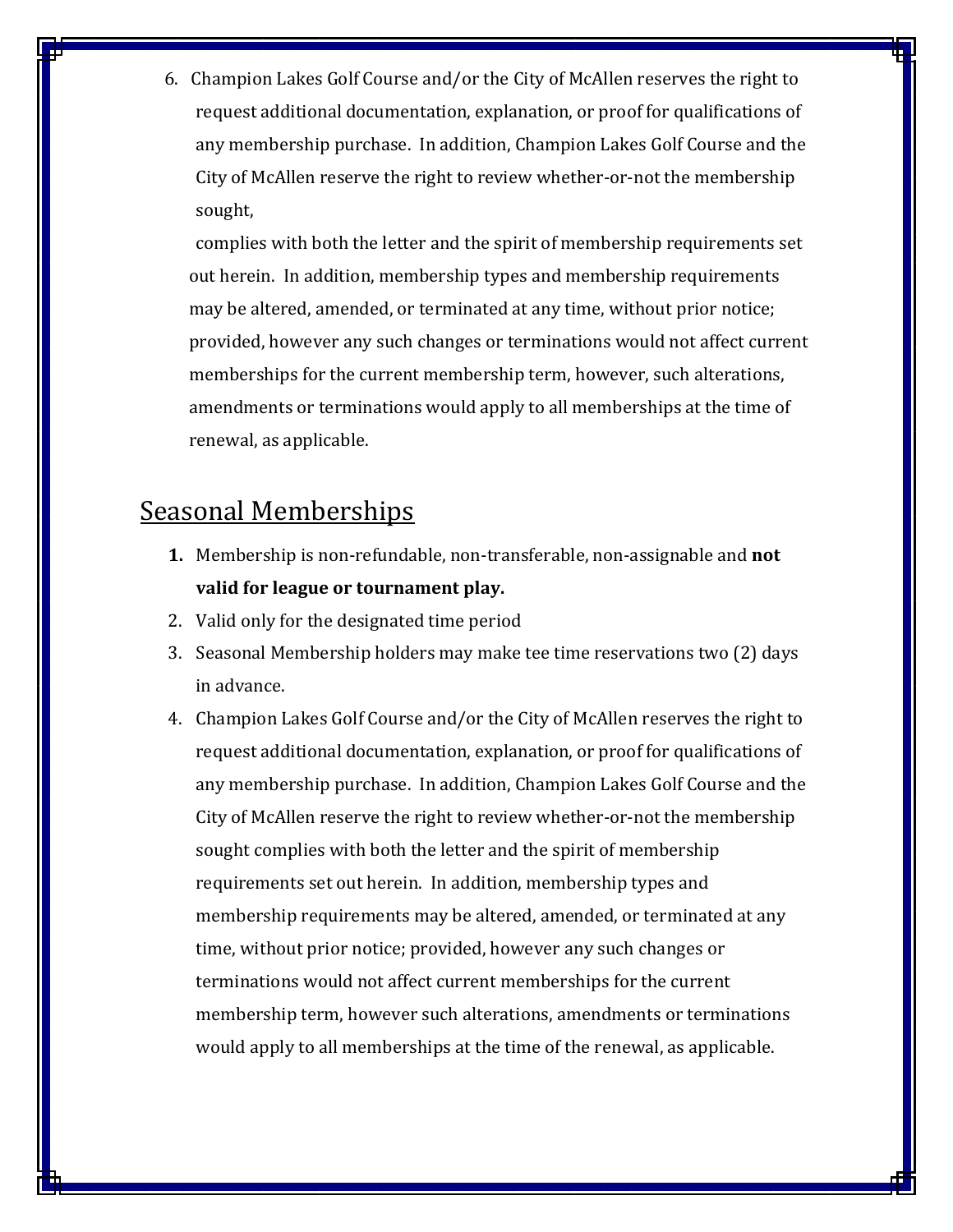6. Champion Lakes Golf Course and/or the City of McAllen reserves the right to request additional documentation, explanation, or proof for qualifications of any membership purchase. In addition, Champion Lakes Golf Course and the City of McAllen reserve the right to review whether-or-not the membership sought,

   complies with both the letter and the spirit of membership requirements set out herein. In addition, membership types and membership requirements may be altered, amended, or terminated at any time, without prior notice; provided, however any such changes or terminations would not affect current memberships for the current membership term, however, such alterations, amendments or terminations would apply to all memberships at the time of renewal, as applicable.

## Seasonal Memberships

1. Membership is non-refundable, non-transferable, non-assignable and **not valid for league or tournament play.**
2. Valid only for the designated time period
3. Seasonal Membership holders may make tee time reservations two (2) days in advance.
4. Champion Lakes Golf Course and/or the City of McAllen reserves the right to request additional documentation, explanation, or proof for qualifications of any membership purchase. In addition, Champion Lakes Golf Course and the City of McAllen reserve the right to review whether-or-not the membership sought complies with both the letter and the spirit of membership requirements set out herein. In addition, membership types and membership requirements may be altered, amended, or terminated at any time, without prior notice; provided, however any such changes or terminations would not affect current memberships for the current membership term, however such alterations, amendments or terminations would apply to all memberships at the time of the renewal, as applicable.